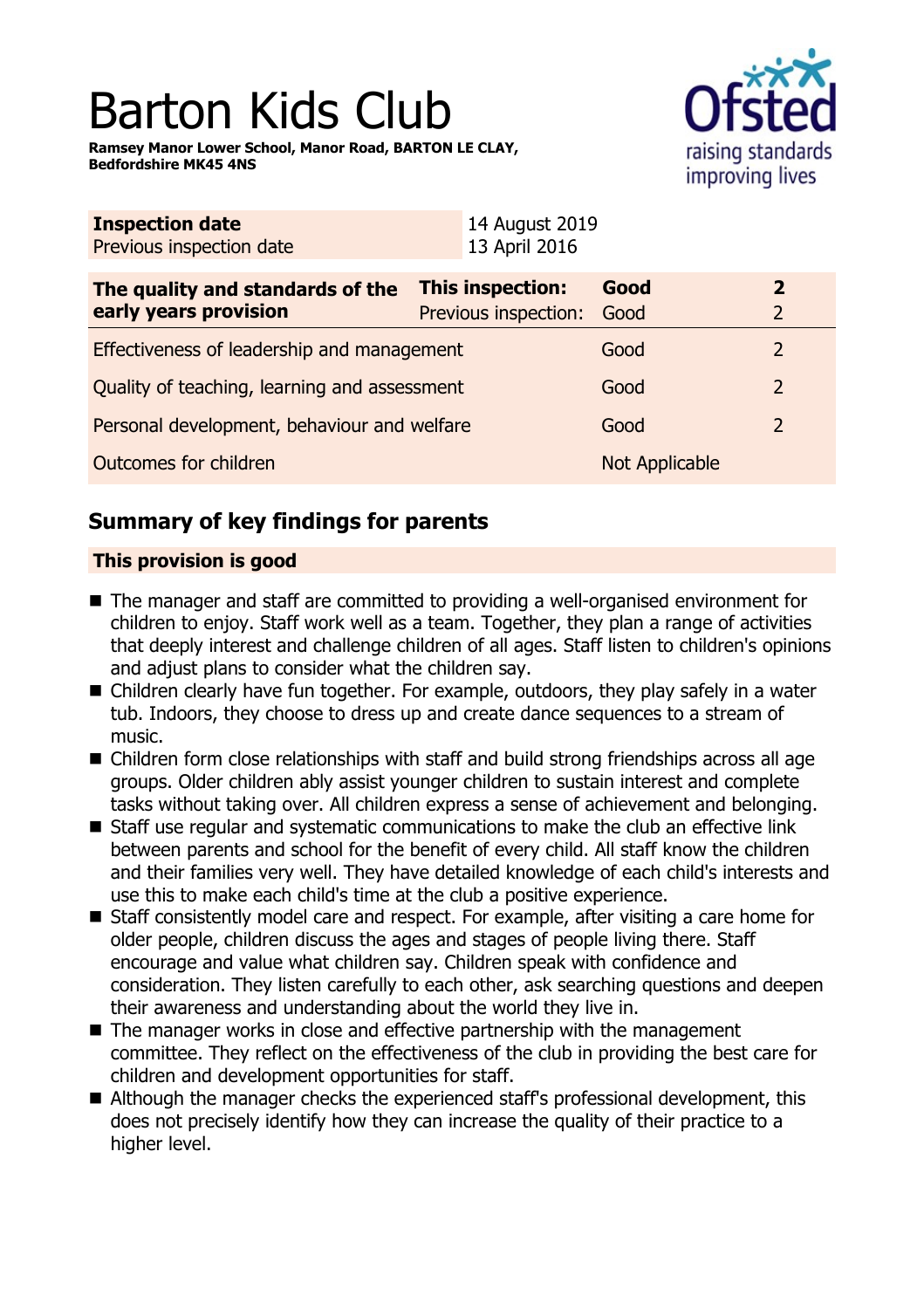# Barton Kids Club

**Ramsey Manor Lower School, Manor Road, BARTON LE CLAY, Bedfordshire MK45 4NS**

| **Inspection date** | 14 August 2019 |
|---|---|
| Previous inspection date | 13 April 2016 |

| **The quality and standards of the early years provision** | **This inspection:** | **Good** | **2** |
|---|---|---|---|
| | Previous inspection: | Good | 2 |
| Effectiveness of leadership and management | | Good | 2 |
| Quality of teaching, learning and assessment | | Good | 2 |
| Personal development, behaviour and welfare | | Good | 2 |
| Outcomes for children | | Not Applicable | |

## Summary of key findings for parents

**This provision is good**

- The manager and staff are committed to providing a well-organised environment for children to enjoy. Staff work well as a team. Together, they plan a range of activities that deeply interest and challenge children of all ages. Staff listen to children's opinions and adjust plans to consider what the children say.
- Children clearly have fun together. For example, outdoors, they play safely in a water tub. Indoors, they choose to dress up and create dance sequences to a stream of music.
- Children form close relationships with staff and build strong friendships across all age groups. Older children ably assist younger children to sustain interest and complete tasks without taking over. All children express a sense of achievement and belonging.
- Staff use regular and systematic communications to make the club an effective link between parents and school for the benefit of every child. All staff know the children and their families very well. They have detailed knowledge of each child's interests and use this to make each child's time at the club a positive experience.
- Staff consistently model care and respect. For example, after visiting a care home for older people, children discuss the ages and stages of people living there. Staff encourage and value what children say. Children speak with confidence and consideration. They listen carefully to each other, ask searching questions and deepen their awareness and understanding about the world they live in.
- The manager works in close and effective partnership with the management committee. They reflect on the effectiveness of the club in providing the best care for children and development opportunities for staff.
- Although the manager checks the experienced staff's professional development, this does not precisely identify how they can increase the quality of their practice to a higher level.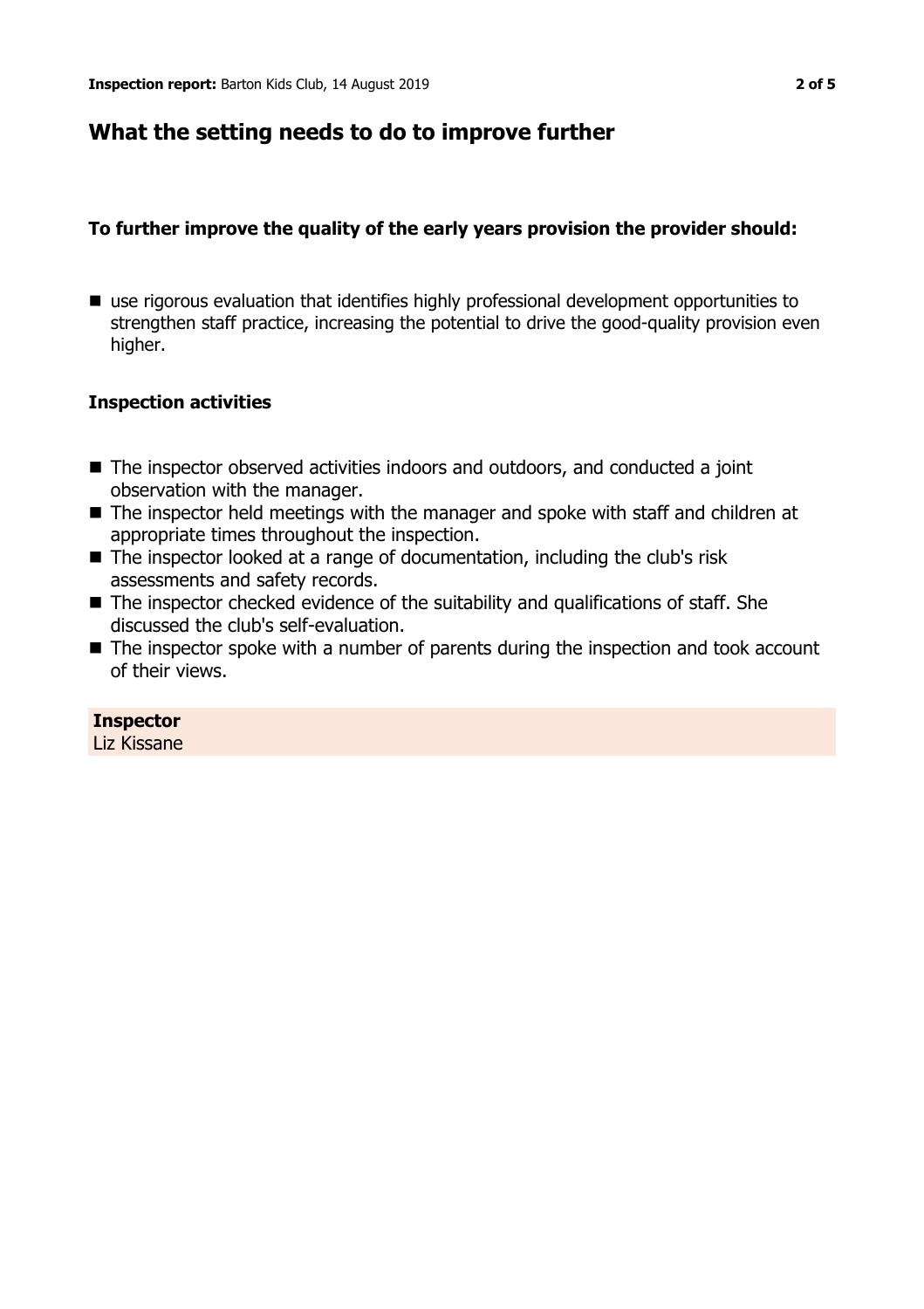## What the setting needs to do to improve further

**To further improve the quality of the early years provision the provider should:**

- use rigorous evaluation that identifies highly professional development opportunities to strengthen staff practice, increasing the potential to drive the good-quality provision even higher.

**Inspection activities**

- The inspector observed activities indoors and outdoors, and conducted a joint observation with the manager.
- The inspector held meetings with the manager and spoke with staff and children at appropriate times throughout the inspection.
- The inspector looked at a range of documentation, including the club's risk assessments and safety records.
- The inspector checked evidence of the suitability and qualifications of staff. She discussed the club's self-evaluation.
- The inspector spoke with a number of parents during the inspection and took account of their views.

**Inspector**
Liz Kissane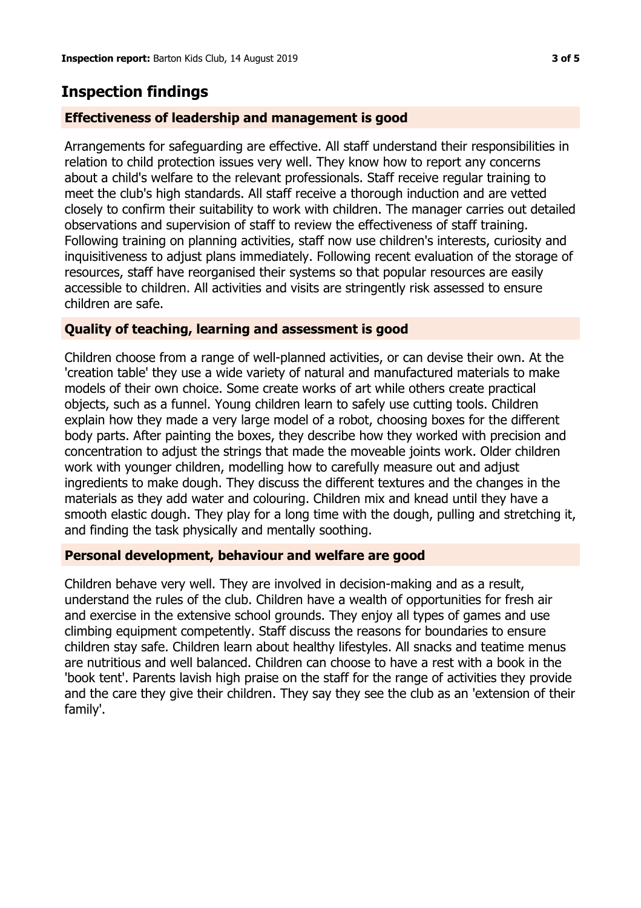## Inspection findings

### Effectiveness of leadership and management is good

Arrangements for safeguarding are effective. All staff understand their responsibilities in relation to child protection issues very well. They know how to report any concerns about a child's welfare to the relevant professionals. Staff receive regular training to meet the club's high standards. All staff receive a thorough induction and are vetted closely to confirm their suitability to work with children. The manager carries out detailed observations and supervision of staff to review the effectiveness of staff training. Following training on planning activities, staff now use children's interests, curiosity and inquisitiveness to adjust plans immediately. Following recent evaluation of the storage of resources, staff have reorganised their systems so that popular resources are easily accessible to children. All activities and visits are stringently risk assessed to ensure children are safe.

### Quality of teaching, learning and assessment is good

Children choose from a range of well-planned activities, or can devise their own. At the 'creation table' they use a wide variety of natural and manufactured materials to make models of their own choice. Some create works of art while others create practical objects, such as a funnel. Young children learn to safely use cutting tools. Children explain how they made a very large model of a robot, choosing boxes for the different body parts. After painting the boxes, they describe how they worked with precision and concentration to adjust the strings that made the moveable joints work. Older children work with younger children, modelling how to carefully measure out and adjust ingredients to make dough. They discuss the different textures and the changes in the materials as they add water and colouring. Children mix and knead until they have a smooth elastic dough. They play for a long time with the dough, pulling and stretching it, and finding the task physically and mentally soothing.

### Personal development, behaviour and welfare are good

Children behave very well. They are involved in decision-making and as a result, understand the rules of the club. Children have a wealth of opportunities for fresh air and exercise in the extensive school grounds. They enjoy all types of games and use climbing equipment competently. Staff discuss the reasons for boundaries to ensure children stay safe. Children learn about healthy lifestyles. All snacks and teatime menus are nutritious and well balanced. Children can choose to have a rest with a book in the 'book tent'. Parents lavish high praise on the staff for the range of activities they provide and the care they give their children. They say they see the club as an 'extension of their family'.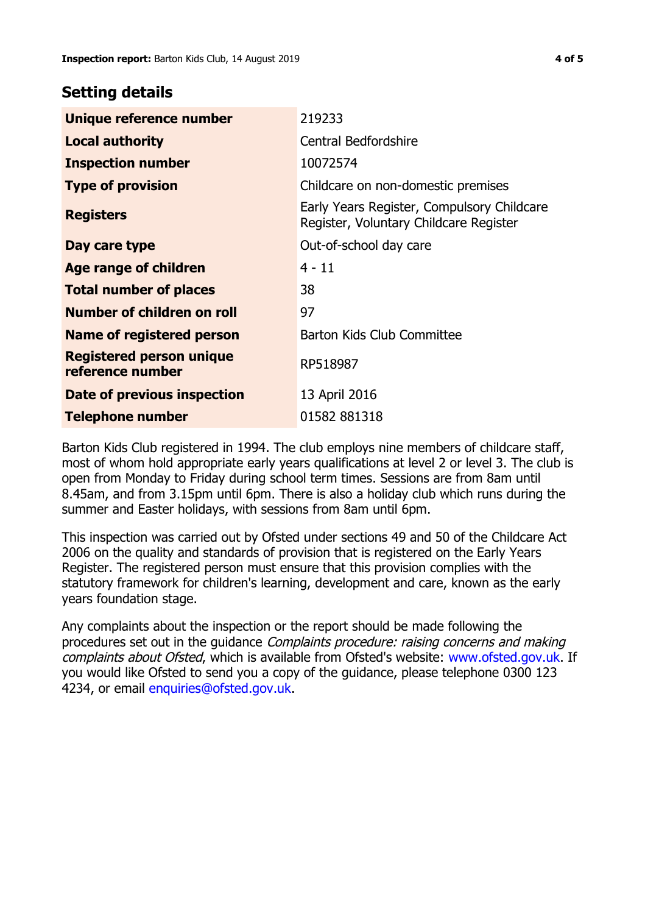## Setting details

| | |
|---|---|
| **Unique reference number** | 219233 |
| **Local authority** | Central Bedfordshire |
| **Inspection number** | 10072574 |
| **Type of provision** | Childcare on non-domestic premises |
| **Registers** | Early Years Register, Compulsory Childcare Register, Voluntary Childcare Register |
| **Day care type** | Out-of-school day care |
| **Age range of children** | 4 - 11 |
| **Total number of places** | 38 |
| **Number of children on roll** | 97 |
| **Name of registered person** | Barton Kids Club Committee |
| **Registered person unique reference number** | RP518987 |
| **Date of previous inspection** | 13 April 2016 |
| **Telephone number** | 01582 881318 |

Barton Kids Club registered in 1994. The club employs nine members of childcare staff, most of whom hold appropriate early years qualifications at level 2 or level 3. The club is open from Monday to Friday during school term times. Sessions are from 8am until 8.45am, and from 3.15pm until 6pm. There is also a holiday club which runs during the summer and Easter holidays, with sessions from 8am until 6pm.

This inspection was carried out by Ofsted under sections 49 and 50 of the Childcare Act 2006 on the quality and standards of provision that is registered on the Early Years Register. The registered person must ensure that this provision complies with the statutory framework for children's learning, development and care, known as the early years foundation stage.

Any complaints about the inspection or the report should be made following the procedures set out in the guidance *Complaints procedure: raising concerns and making complaints about Ofsted*, which is available from Ofsted's website: www.ofsted.gov.uk. If you would like Ofsted to send you a copy of the guidance, please telephone 0300 123 4234, or email enquiries@ofsted.gov.uk.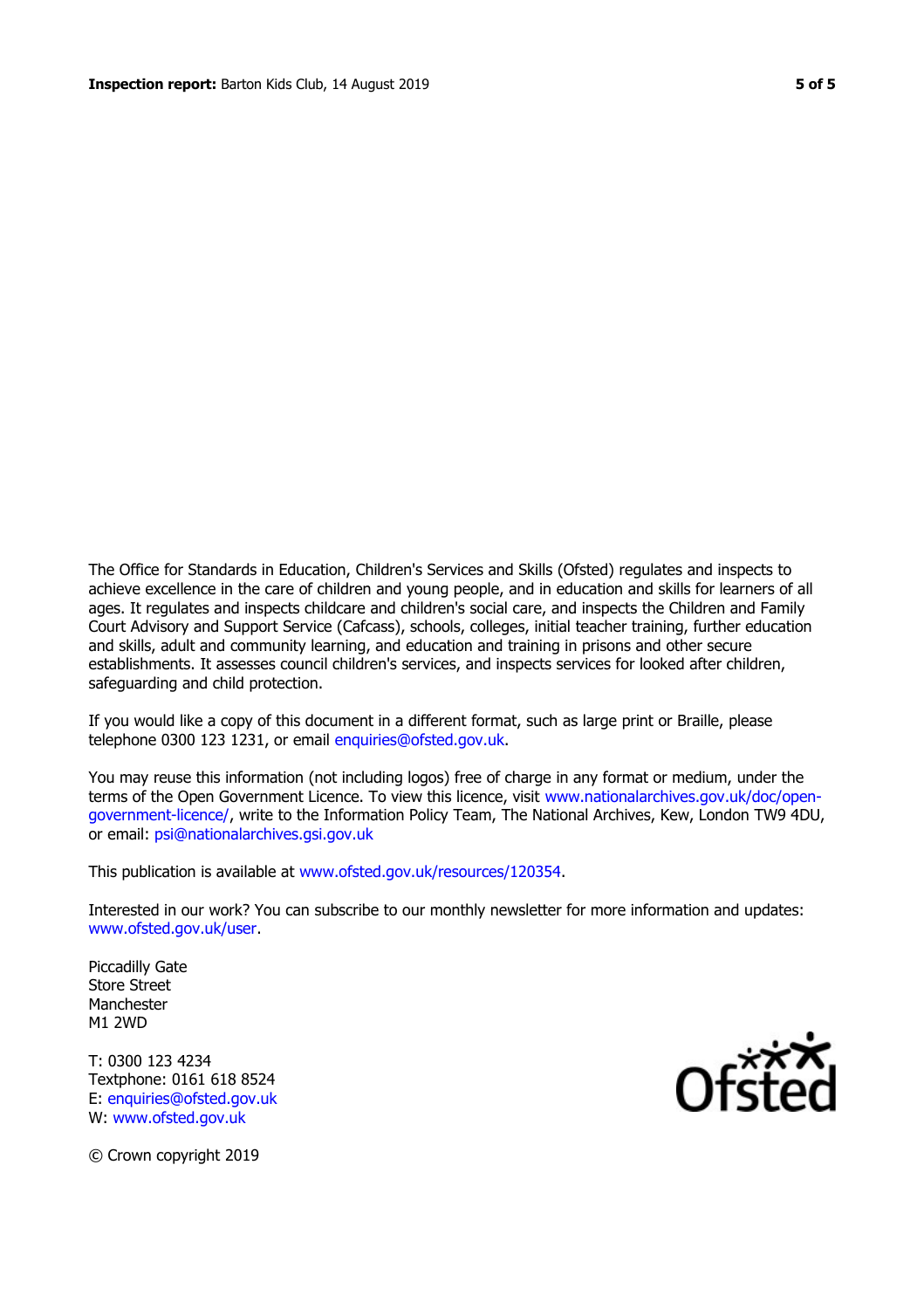The Office for Standards in Education, Children's Services and Skills (Ofsted) regulates and inspects to achieve excellence in the care of children and young people, and in education and skills for learners of all ages. It regulates and inspects childcare and children's social care, and inspects the Children and Family Court Advisory and Support Service (Cafcass), schools, colleges, initial teacher training, further education and skills, adult and community learning, and education and training in prisons and other secure establishments. It assesses council children's services, and inspects services for looked after children, safeguarding and child protection.

If you would like a copy of this document in a different format, such as large print or Braille, please telephone 0300 123 1231, or email enquiries@ofsted.gov.uk.

You may reuse this information (not including logos) free of charge in any format or medium, under the terms of the Open Government Licence. To view this licence, visit www.nationalarchives.gov.uk/doc/open-government-licence/, write to the Information Policy Team, The National Archives, Kew, London TW9 4DU, or email: psi@nationalarchives.gsi.gov.uk

This publication is available at www.ofsted.gov.uk/resources/120354.

Interested in our work? You can subscribe to our monthly newsletter for more information and updates: www.ofsted.gov.uk/user.

Piccadilly Gate
Store Street
Manchester
M1 2WD

T: 0300 123 4234
Textphone: 0161 618 8524
E: enquiries@ofsted.gov.uk
W: www.ofsted.gov.uk

Ofsted

© Crown copyright 2019